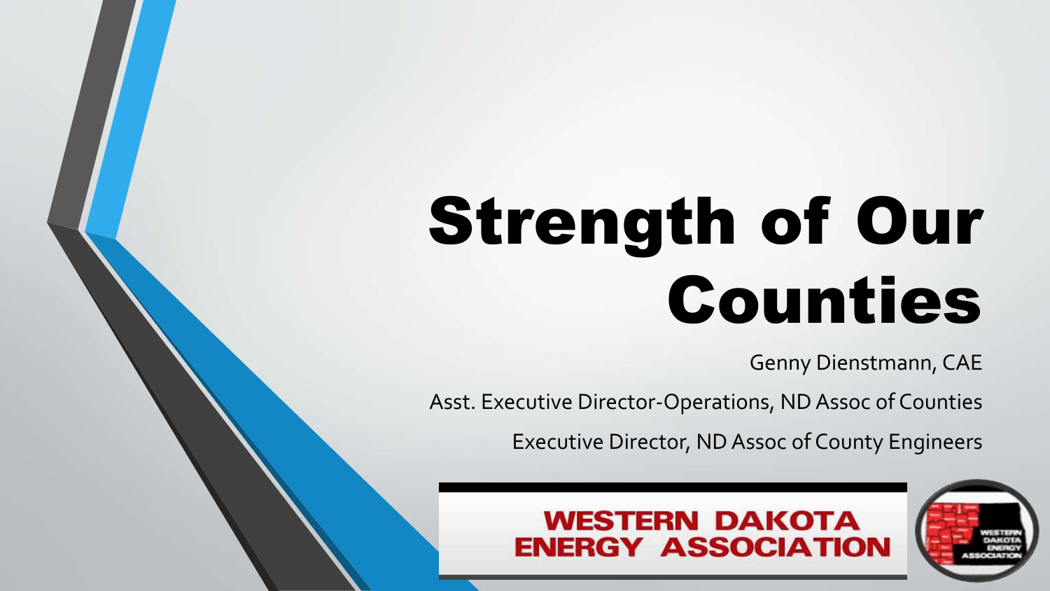# Strength of Our Counties

Genny Dienstmann, CAE

Asst. Executive Director-Operations, ND Assoc of Counties

Executive Director, ND Assoc of County Engineers

WESTERN DAKOTA ENERGY ASSOCIATION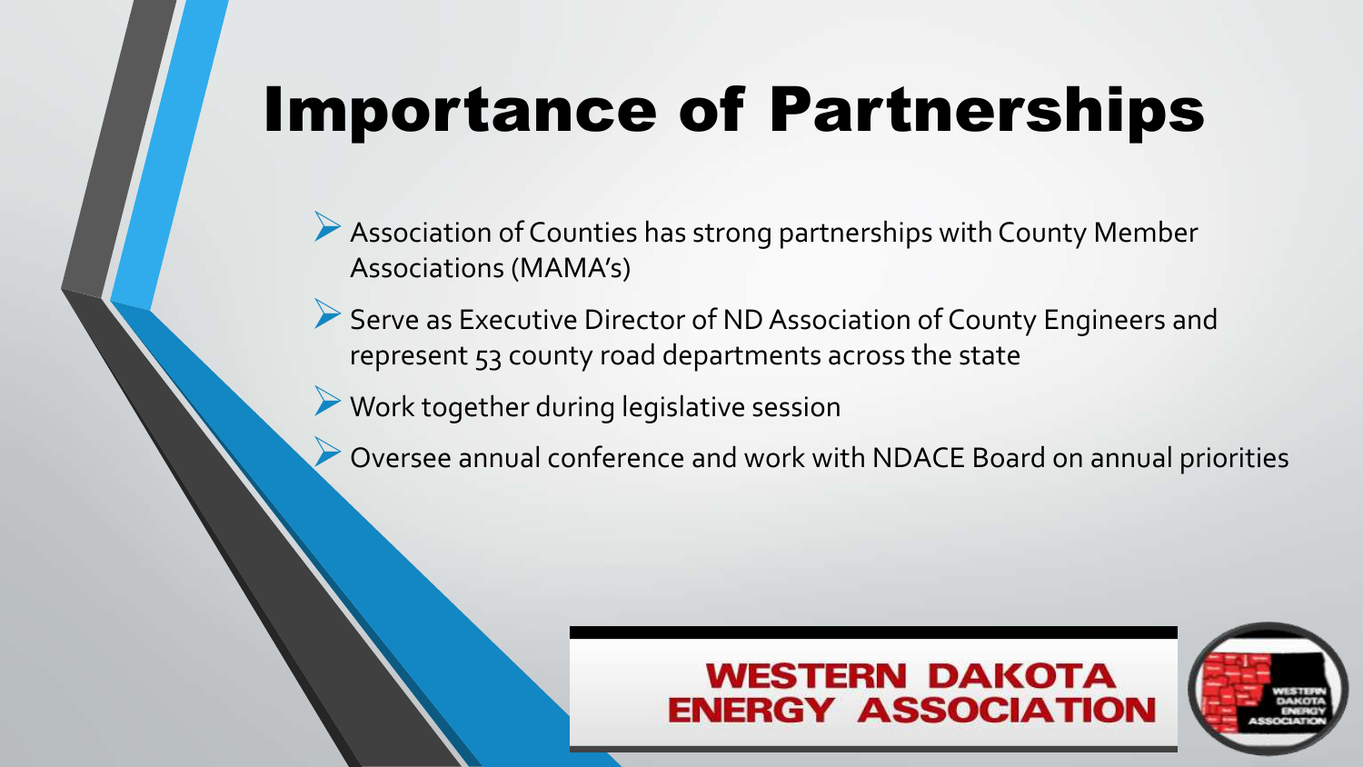# Importance of Partnerships

- Association of Counties has strong partnerships with County Member Associations (MAMA's)
- Serve as Executive Director of ND Association of County Engineers and represent 53 county road departments across the state
- Work together during legislative session
- Oversee annual conference and work with NDACE Board on annual priorities

WESTERN DAKOTA ENERGY ASSOCIATION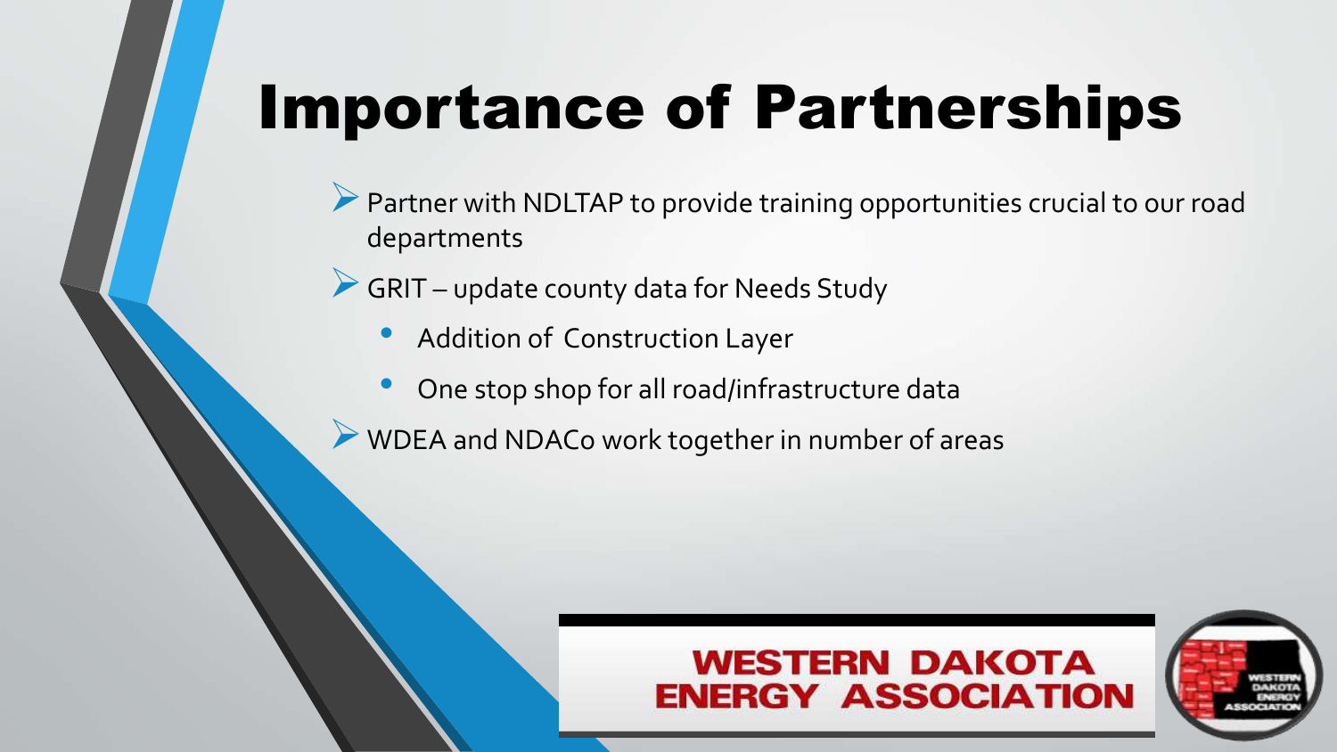# Importance of Partnerships

- Partner with NDLTAP to provide training opportunities crucial to our road departments
- GRIT – update county data for Needs Study
  - Addition of Construction Layer
  - One stop shop for all road/infrastructure data
- WDEA and NDACo work together in number of areas

WESTERN DAKOTA ENERGY ASSOCIATION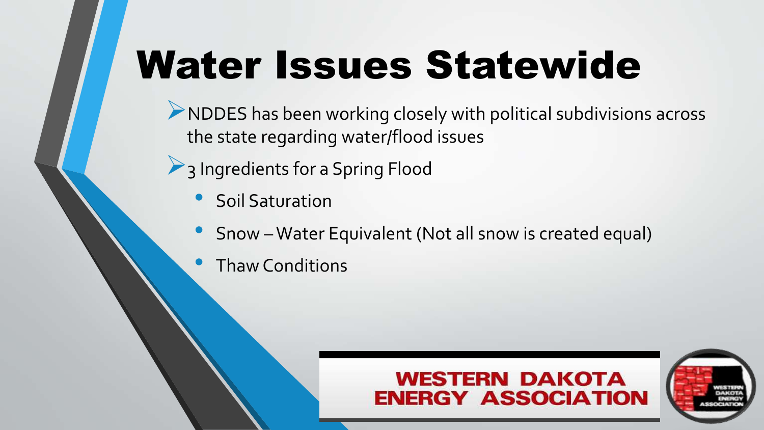# Water Issues Statewide

- NDDES has been working closely with political subdivisions across the state regarding water/flood issues
- 3 Ingredients for a Spring Flood
  - Soil Saturation
  - Snow – Water Equivalent (Not all snow is created equal)
  - Thaw Conditions

WESTERN DAKOTA ENERGY ASSOCIATION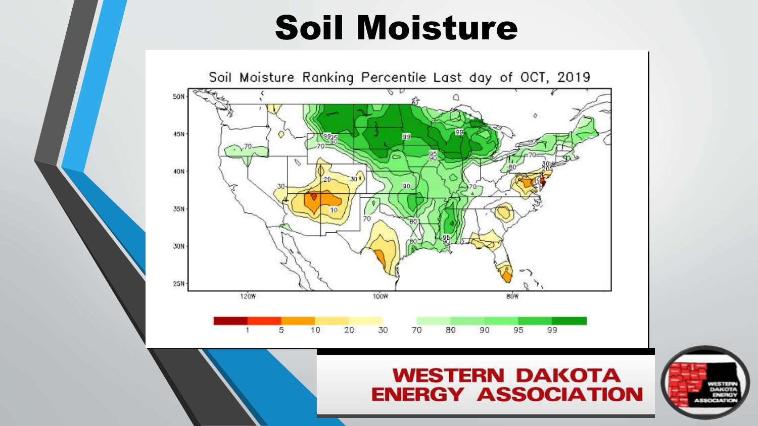# Soil Moisture

Soil Moisture Ranking Percentile Last day of OCT, 2019

WESTERN DAKOTA ENERGY ASSOCIATION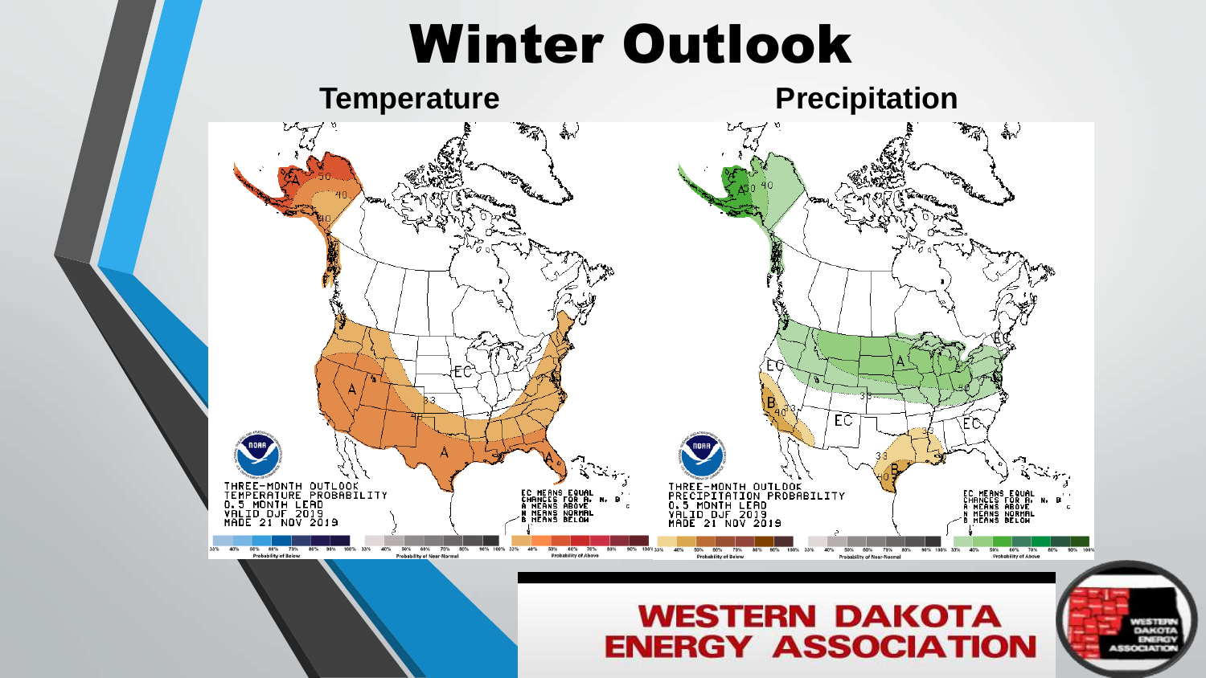# Winter Outlook

**Temperature**

THREE-MONTH OUTLOOK
TEMPERATURE PROBABILITY
0.5 MONTH LEAD
VALID DJF 2019
MADE 21 NOV 2019

EC MEANS EQUAL CHANCES FOR A, N, B
A MEANS ABOVE
N MEANS NORMAL
B MEANS BELOW

**Precipitation**

THREE-MONTH OUTLOOK
PRECIPITATION PROBABILITY
0.5 MONTH LEAD
VALID DJF 2019
MADE 21 NOV 2019

EC MEANS EQUAL CHANCES FOR A, N, B
A MEANS ABOVE
N MEANS NORMAL
B MEANS BELOW

**WESTERN DAKOTA ENERGY ASSOCIATION**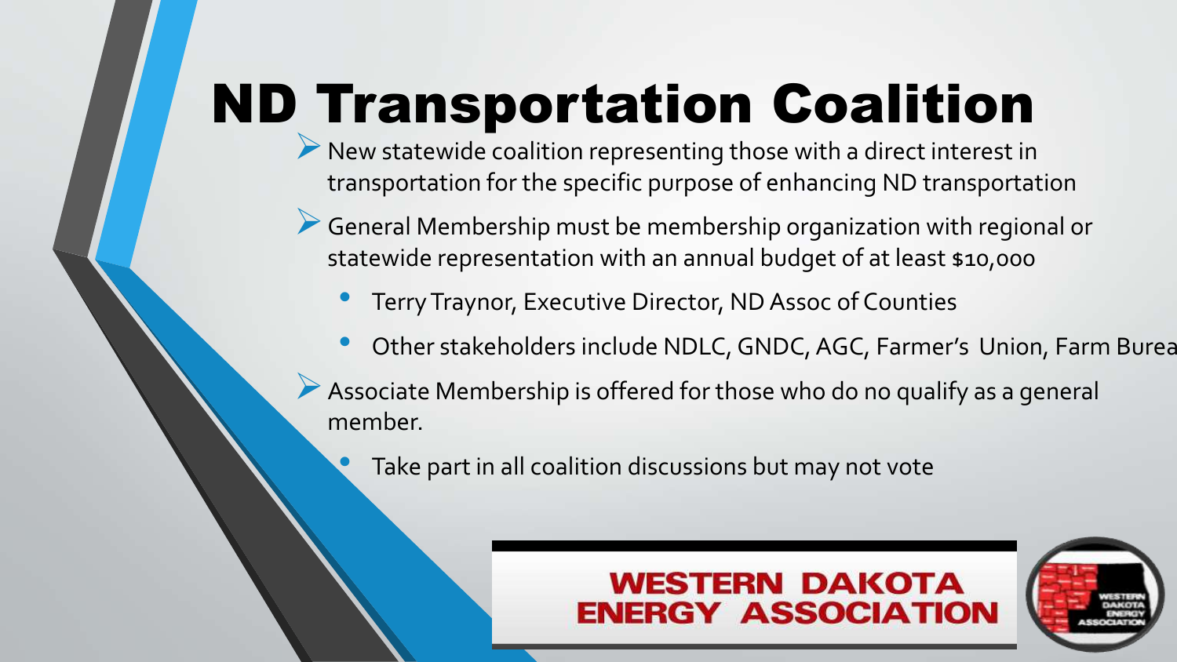# ND Transportation Coalition

- New statewide coalition representing those with a direct interest in transportation for the specific purpose of enhancing ND transportation
- General Membership must be membership organization with regional or statewide representation with an annual budget of at least $10,000
  - Terry Traynor, Executive Director, ND Assoc of Counties
  - Other stakeholders include NDLC, GNDC, AGC, Farmer's Union, Farm Burea
- Associate Membership is offered for those who do no qualify as a general member.
  - Take part in all coalition discussions but may not vote

WESTERN DAKOTA ENERGY ASSOCIATION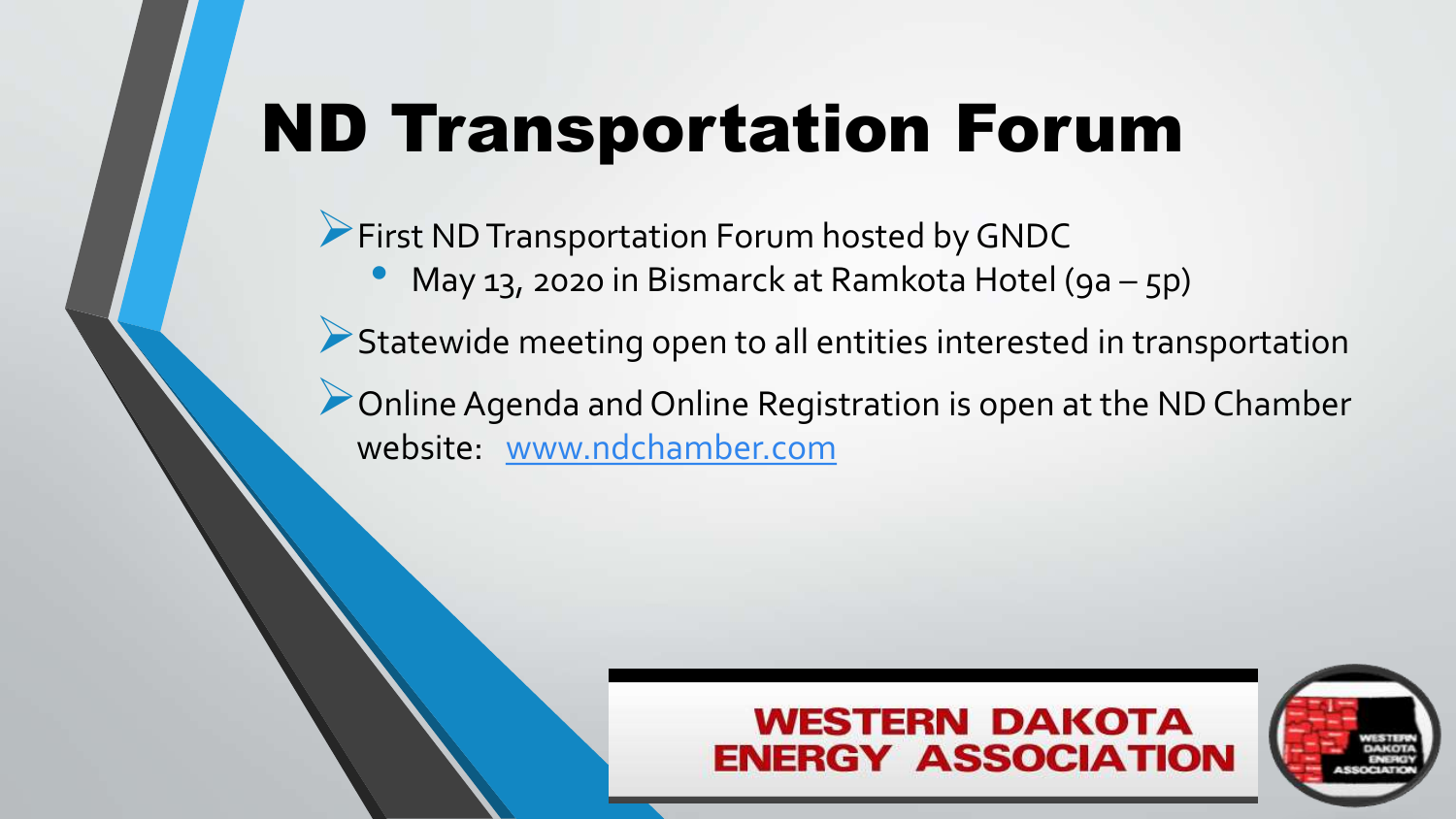# ND Transportation Forum

- First ND Transportation Forum hosted by GNDC
  - May 13, 2020 in Bismarck at Ramkota Hotel (9a – 5p)
- Statewide meeting open to all entities interested in transportation
- Online Agenda and Online Registration is open at the ND Chamber website: www.ndchamber.com

WESTERN DAKOTA ENERGY ASSOCIATION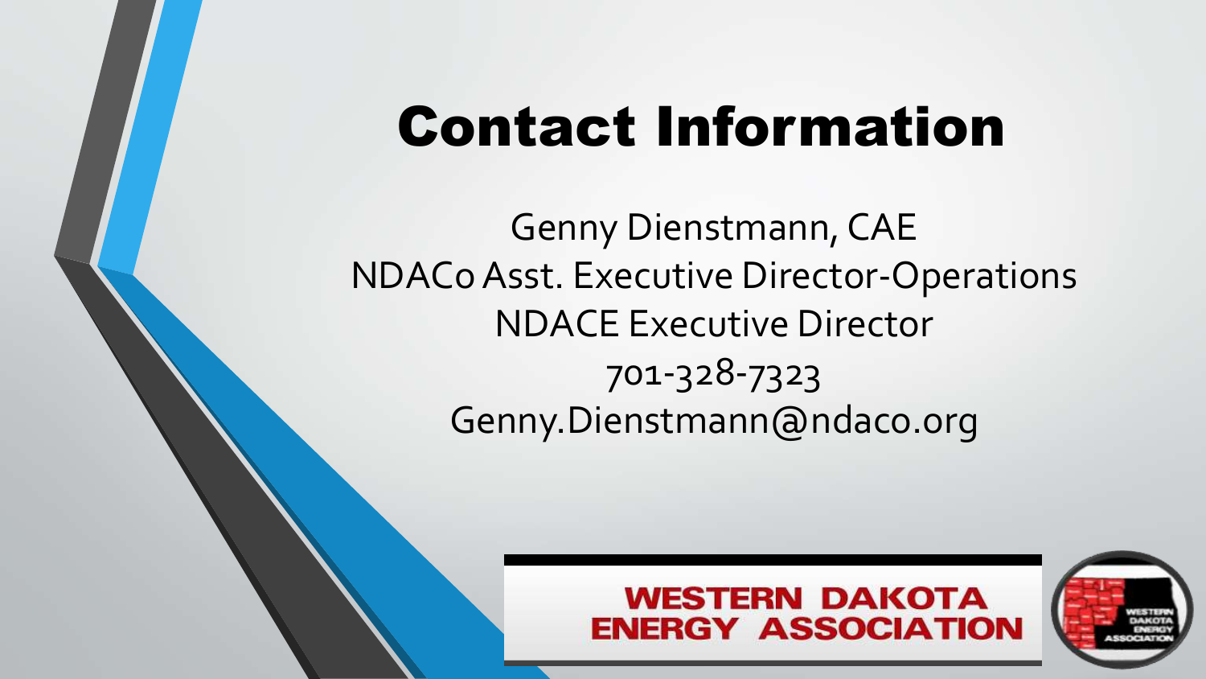# Contact Information

Genny Dienstmann, CAE
NDACo Asst. Executive Director-Operations
NDACE Executive Director
701-328-7323
Genny.Dienstmann@ndaco.org

WESTERN DAKOTA ENERGY ASSOCIATION